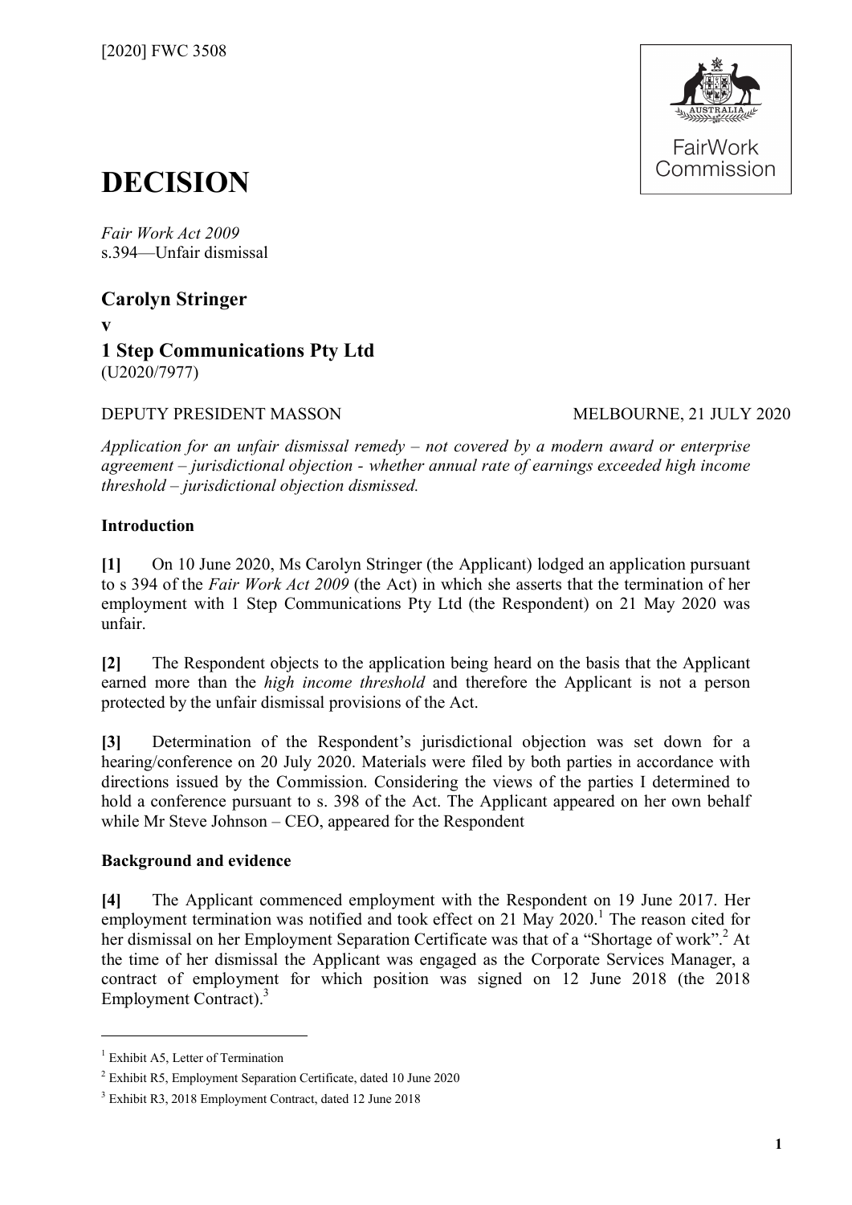[2020] FWC 3508

# DECISION

*Fair Work Act 2009*
s.394—Unfair dismissal

**Carolyn Stringer**
**v**
**1 Step Communications Pty Ltd**
(U2020/7977)

DEPUTY PRESIDENT MASSON — MELBOURNE, 21 JULY 2020

*Application for an unfair dismissal remedy – not covered by a modern award or enterprise agreement – jurisdictional objection - whether annual rate of earnings exceeded high income threshold – jurisdictional objection dismissed.*

### Introduction

**[1]** On 10 June 2020, Ms Carolyn Stringer (the Applicant) lodged an application pursuant to s 394 of the *Fair Work Act 2009* (the Act) in which she asserts that the termination of her employment with 1 Step Communications Pty Ltd (the Respondent) on 21 May 2020 was unfair.

**[2]** The Respondent objects to the application being heard on the basis that the Applicant earned more than the *high income threshold* and therefore the Applicant is not a person protected by the unfair dismissal provisions of the Act.

**[3]** Determination of the Respondent's jurisdictional objection was set down for a hearing/conference on 20 July 2020. Materials were filed by both parties in accordance with directions issued by the Commission. Considering the views of the parties I determined to hold a conference pursuant to s. 398 of the Act. The Applicant appeared on her own behalf while Mr Steve Johnson – CEO, appeared for the Respondent

### Background and evidence

**[4]** The Applicant commenced employment with the Respondent on 19 June 2017. Her employment termination was notified and took effect on 21 May 2020.[1] The reason cited for her dismissal on her Employment Separation Certificate was that of a "Shortage of work".[2] At the time of her dismissal the Applicant was engaged as the Corporate Services Manager, a contract of employment for which position was signed on 12 June 2018 (the 2018 Employment Contract).[3]

---

[1] Exhibit A5, Letter of Termination

[2] Exhibit R5, Employment Separation Certificate, dated 10 June 2020

[3] Exhibit R3, 2018 Employment Contract, dated 12 June 2018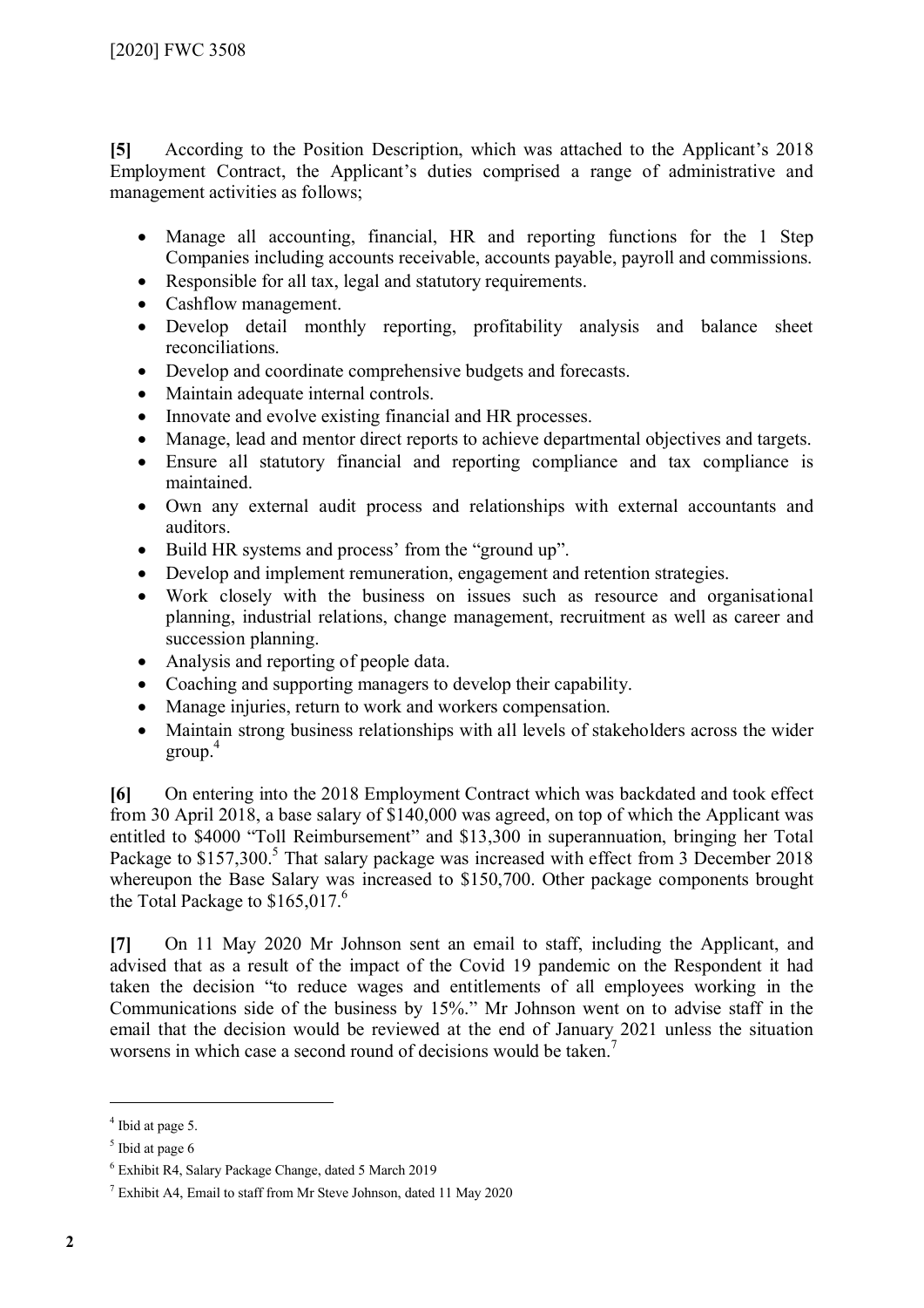**[5]** According to the Position Description, which was attached to the Applicant's 2018 Employment Contract, the Applicant's duties comprised a range of administrative and management activities as follows;

- Manage all accounting, financial, HR and reporting functions for the 1 Step Companies including accounts receivable, accounts payable, payroll and commissions.
- Responsible for all tax, legal and statutory requirements.
- Cashflow management.
- Develop detail monthly reporting, profitability analysis and balance sheet reconciliations.
- Develop and coordinate comprehensive budgets and forecasts.
- Maintain adequate internal controls.
- Innovate and evolve existing financial and HR processes.
- Manage, lead and mentor direct reports to achieve departmental objectives and targets.
- Ensure all statutory financial and reporting compliance and tax compliance is maintained.
- Own any external audit process and relationships with external accountants and auditors.
- Build HR systems and process' from the "ground up".
- Develop and implement remuneration, engagement and retention strategies.
- Work closely with the business on issues such as resource and organisational planning, industrial relations, change management, recruitment as well as career and succession planning.
- Analysis and reporting of people data.
- Coaching and supporting managers to develop their capability.
- Manage injuries, return to work and workers compensation.
- Maintain strong business relationships with all levels of stakeholders across the wider group.[4]

**[6]** On entering into the 2018 Employment Contract which was backdated and took effect from 30 April 2018, a base salary of $140,000 was agreed, on top of which the Applicant was entitled to $4000 "Toll Reimbursement" and $13,300 in superannuation, bringing her Total Package to $157,300.[5] That salary package was increased with effect from 3 December 2018 whereupon the Base Salary was increased to $150,700. Other package components brought the Total Package to $165,017.[6]

**[7]** On 11 May 2020 Mr Johnson sent an email to staff, including the Applicant, and advised that as a result of the impact of the Covid 19 pandemic on the Respondent it had taken the decision "to reduce wages and entitlements of all employees working in the Communications side of the business by 15%." Mr Johnson went on to advise staff in the email that the decision would be reviewed at the end of January 2021 unless the situation worsens in which case a second round of decisions would be taken.[7]

---

[4] Ibid at page 5.

[5] Ibid at page 6

[6] Exhibit R4, Salary Package Change, dated 5 March 2019

[7] Exhibit A4, Email to staff from Mr Steve Johnson, dated 11 May 2020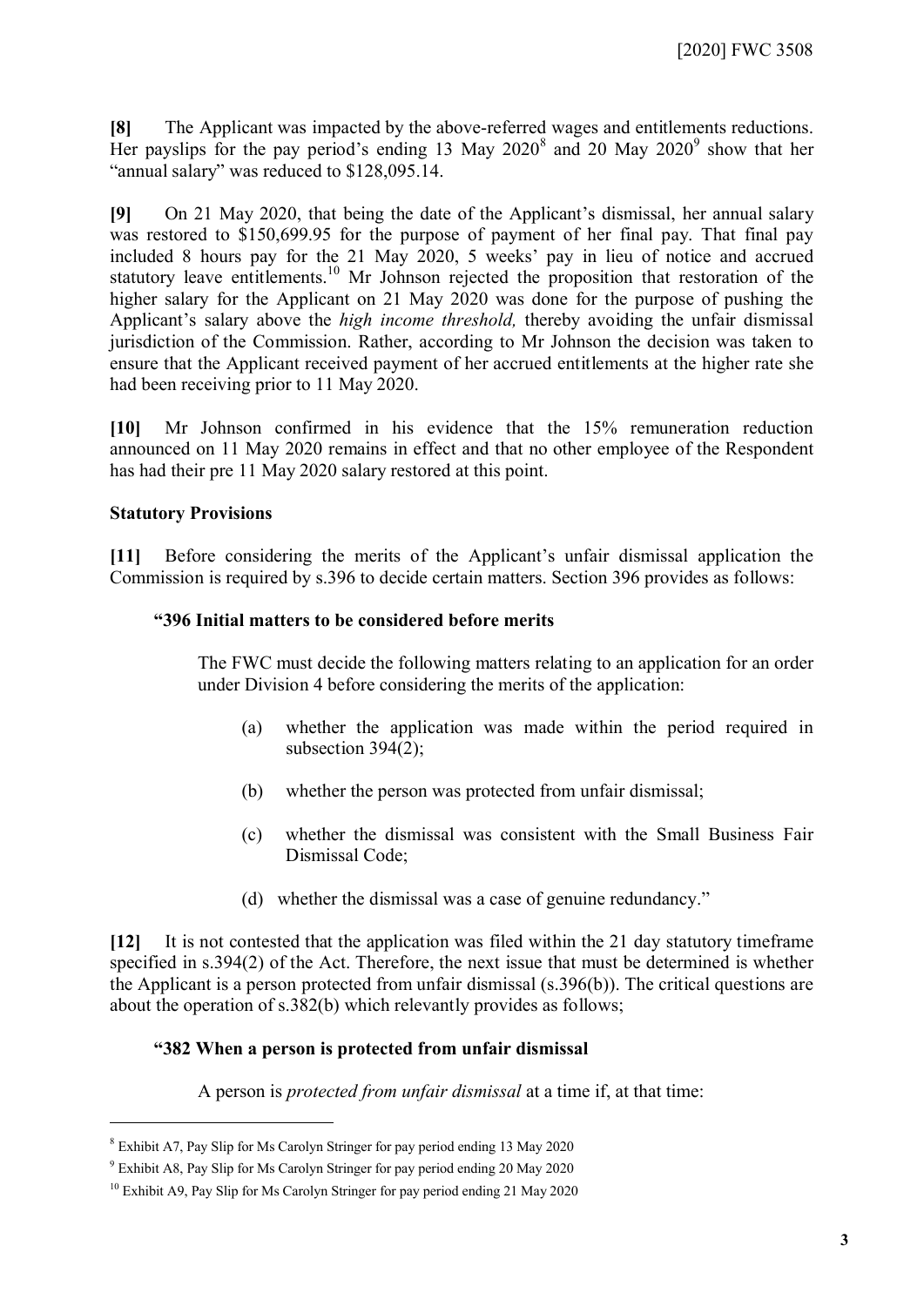**[8]** The Applicant was impacted by the above-referred wages and entitlements reductions. Her payslips for the pay period's ending 13 May 2020[8] and 20 May 2020[9] show that her "annual salary" was reduced to $128,095.14.

**[9]** On 21 May 2020, that being the date of the Applicant's dismissal, her annual salary was restored to $150,699.95 for the purpose of payment of her final pay. That final pay included 8 hours pay for the 21 May 2020, 5 weeks' pay in lieu of notice and accrued statutory leave entitlements.[10] Mr Johnson rejected the proposition that restoration of the higher salary for the Applicant on 21 May 2020 was done for the purpose of pushing the Applicant's salary above the *high income threshold,* thereby avoiding the unfair dismissal jurisdiction of the Commission. Rather, according to Mr Johnson the decision was taken to ensure that the Applicant received payment of her accrued entitlements at the higher rate she had been receiving prior to 11 May 2020.

**[10]** Mr Johnson confirmed in his evidence that the 15% remuneration reduction announced on 11 May 2020 remains in effect and that no other employee of the Respondent has had their pre 11 May 2020 salary restored at this point.

## Statutory Provisions

**[11]** Before considering the merits of the Applicant's unfair dismissal application the Commission is required by s.396 to decide certain matters. Section 396 provides as follows:

> **"396 Initial matters to be considered before merits**
>
> The FWC must decide the following matters relating to an application for an order under Division 4 before considering the merits of the application:
>
> (a) whether the application was made within the period required in subsection 394(2);
>
> (b) whether the person was protected from unfair dismissal;
>
> (c) whether the dismissal was consistent with the Small Business Fair Dismissal Code;
>
> (d) whether the dismissal was a case of genuine redundancy."

**[12]** It is not contested that the application was filed within the 21 day statutory timeframe specified in s.394(2) of the Act. Therefore, the next issue that must be determined is whether the Applicant is a person protected from unfair dismissal (s.396(b)). The critical questions are about the operation of s.382(b) which relevantly provides as follows;

> **"382 When a person is protected from unfair dismissal**
>
> A person is *protected from unfair dismissal* at a time if, at that time:

---

[8] Exhibit A7, Pay Slip for Ms Carolyn Stringer for pay period ending 13 May 2020

[9] Exhibit A8, Pay Slip for Ms Carolyn Stringer for pay period ending 20 May 2020

[10] Exhibit A9, Pay Slip for Ms Carolyn Stringer for pay period ending 21 May 2020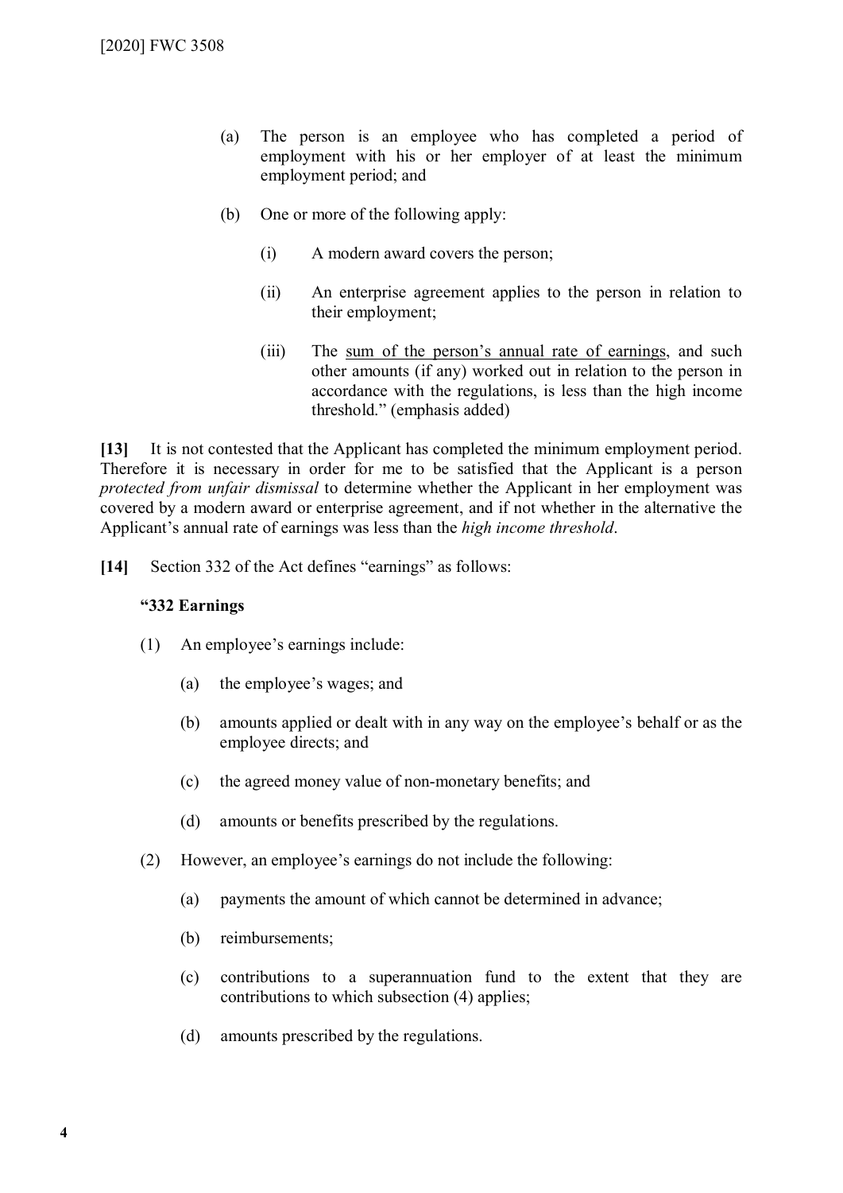> (a) The person is an employee who has completed a period of employment with his or her employer of at least the minimum employment period; and
>
> (b) One or more of the following apply:
>
> (i) A modern award covers the person;
>
> (ii) An enterprise agreement applies to the person in relation to their employment;
>
> (iii) The sum of the person's annual rate of earnings, and such other amounts (if any) worked out in relation to the person in accordance with the regulations, is less than the high income threshold." (emphasis added)

**[13]** It is not contested that the Applicant has completed the minimum employment period. Therefore it is necessary in order for me to be satisfied that the Applicant is a person *protected from unfair dismissal* to determine whether the Applicant in her employment was covered by a modern award or enterprise agreement, and if not whether in the alternative the Applicant's annual rate of earnings was less than the *high income threshold*.

**[14]** Section 332 of the Act defines "earnings" as follows:

> **"332 Earnings**
>
> (1) An employee's earnings include:
>
> (a) the employee's wages; and
>
> (b) amounts applied or dealt with in any way on the employee's behalf or as the employee directs; and
>
> (c) the agreed money value of non-monetary benefits; and
>
> (d) amounts or benefits prescribed by the regulations.
>
> (2) However, an employee's earnings do not include the following:
>
> (a) payments the amount of which cannot be determined in advance;
>
> (b) reimbursements;
>
> (c) contributions to a superannuation fund to the extent that they are contributions to which subsection (4) applies;
>
> (d) amounts prescribed by the regulations.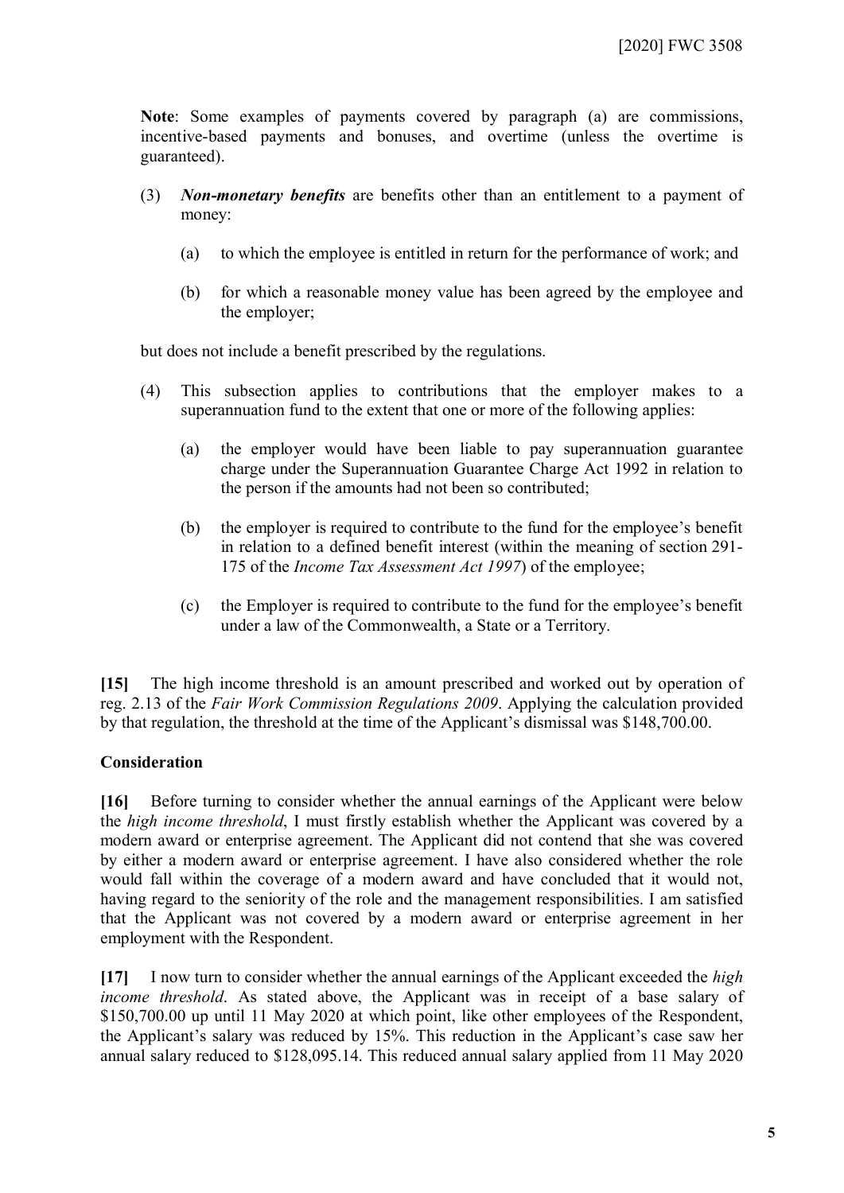**Note**: Some examples of payments covered by paragraph (a) are commissions, incentive-based payments and bonuses, and overtime (unless the overtime is guaranteed).

(3) ***Non-monetary benefits*** are benefits other than an entitlement to a payment of money:

(a) to which the employee is entitled in return for the performance of work; and

(b) for which a reasonable money value has been agreed by the employee and the employer;

but does not include a benefit prescribed by the regulations.

(4) This subsection applies to contributions that the employer makes to a superannuation fund to the extent that one or more of the following applies:

(a) the employer would have been liable to pay superannuation guarantee charge under the Superannuation Guarantee Charge Act 1992 in relation to the person if the amounts had not been so contributed;

(b) the employer is required to contribute to the fund for the employee's benefit in relation to a defined benefit interest (within the meaning of section 291-175 of the *Income Tax Assessment Act 1997*) of the employee;

(c) the Employer is required to contribute to the fund for the employee's benefit under a law of the Commonwealth, a State or a Territory.

**[15]** The high income threshold is an amount prescribed and worked out by operation of reg. 2.13 of the *Fair Work Commission Regulations 2009*. Applying the calculation provided by that regulation, the threshold at the time of the Applicant's dismissal was $148,700.00.

## Consideration

**[16]** Before turning to consider whether the annual earnings of the Applicant were below the *high income threshold*, I must firstly establish whether the Applicant was covered by a modern award or enterprise agreement. The Applicant did not contend that she was covered by either a modern award or enterprise agreement. I have also considered whether the role would fall within the coverage of a modern award and have concluded that it would not, having regard to the seniority of the role and the management responsibilities. I am satisfied that the Applicant was not covered by a modern award or enterprise agreement in her employment with the Respondent.

**[17]** I now turn to consider whether the annual earnings of the Applicant exceeded the *high income threshold*. As stated above, the Applicant was in receipt of a base salary of $150,700.00 up until 11 May 2020 at which point, like other employees of the Respondent, the Applicant's salary was reduced by 15%. This reduction in the Applicant's case saw her annual salary reduced to $128,095.14. This reduced annual salary applied from 11 May 2020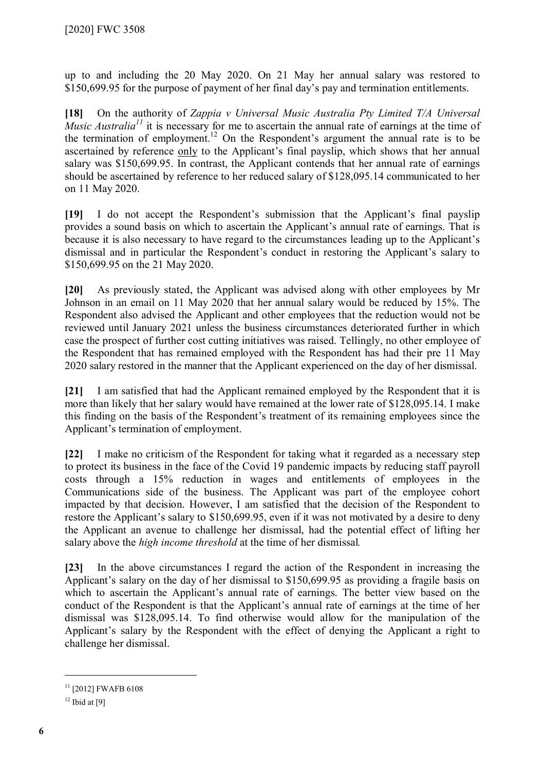up to and including the 20 May 2020. On 21 May her annual salary was restored to $150,699.95 for the purpose of payment of her final day's pay and termination entitlements.

**[18]** On the authority of *Zappia v Universal Music Australia Pty Limited T/A Universal Music Australia*[11] it is necessary for me to ascertain the annual rate of earnings at the time of the termination of employment.[12] On the Respondent's argument the annual rate is to be ascertained by reference only to the Applicant's final payslip, which shows that her annual salary was $150,699.95. In contrast, the Applicant contends that her annual rate of earnings should be ascertained by reference to her reduced salary of $128,095.14 communicated to her on 11 May 2020.

**[19]** I do not accept the Respondent's submission that the Applicant's final payslip provides a sound basis on which to ascertain the Applicant's annual rate of earnings. That is because it is also necessary to have regard to the circumstances leading up to the Applicant's dismissal and in particular the Respondent's conduct in restoring the Applicant's salary to $150,699.95 on the 21 May 2020.

**[20]** As previously stated, the Applicant was advised along with other employees by Mr Johnson in an email on 11 May 2020 that her annual salary would be reduced by 15%. The Respondent also advised the Applicant and other employees that the reduction would not be reviewed until January 2021 unless the business circumstances deteriorated further in which case the prospect of further cost cutting initiatives was raised. Tellingly, no other employee of the Respondent that has remained employed with the Respondent has had their pre 11 May 2020 salary restored in the manner that the Applicant experienced on the day of her dismissal.

**[21]** I am satisfied that had the Applicant remained employed by the Respondent that it is more than likely that her salary would have remained at the lower rate of $128,095.14. I make this finding on the basis of the Respondent's treatment of its remaining employees since the Applicant's termination of employment.

**[22]** I make no criticism of the Respondent for taking what it regarded as a necessary step to protect its business in the face of the Covid 19 pandemic impacts by reducing staff payroll costs through a 15% reduction in wages and entitlements of employees in the Communications side of the business. The Applicant was part of the employee cohort impacted by that decision. However, I am satisfied that the decision of the Respondent to restore the Applicant's salary to $150,699.95, even if it was not motivated by a desire to deny the Applicant an avenue to challenge her dismissal, had the potential effect of lifting her salary above the *high income threshold* at the time of her dismissal.

**[23]** In the above circumstances I regard the action of the Respondent in increasing the Applicant's salary on the day of her dismissal to $150,699.95 as providing a fragile basis on which to ascertain the Applicant's annual rate of earnings. The better view based on the conduct of the Respondent is that the Applicant's annual rate of earnings at the time of her dismissal was $128,095.14. To find otherwise would allow for the manipulation of the Applicant's salary by the Respondent with the effect of denying the Applicant a right to challenge her dismissal.

---

[11] [2012] FWAFB 6108

[12] Ibid at [9]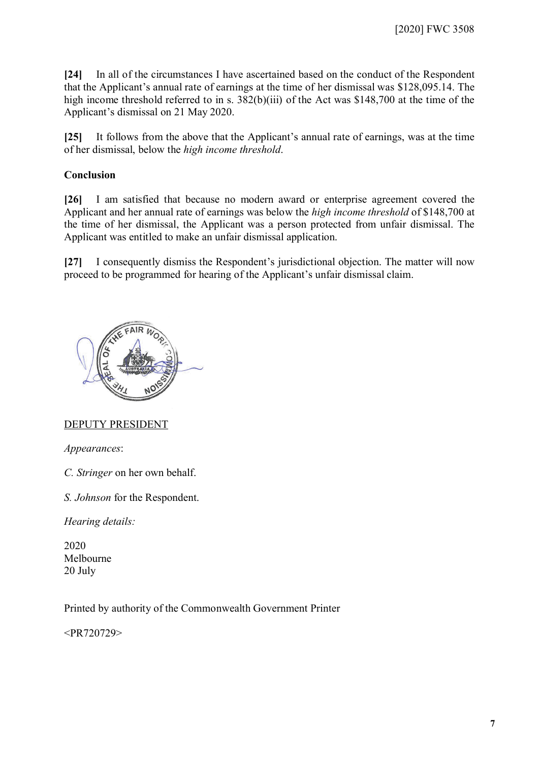**[24]** In all of the circumstances I have ascertained based on the conduct of the Respondent that the Applicant's annual rate of earnings at the time of her dismissal was $128,095.14. The high income threshold referred to in s. 382(b)(iii) of the Act was $148,700 at the time of the Applicant's dismissal on 21 May 2020.

**[25]** It follows from the above that the Applicant's annual rate of earnings, was at the time of her dismissal, below the *high income threshold*.

**Conclusion**

**[26]** I am satisfied that because no modern award or enterprise agreement covered the Applicant and her annual rate of earnings was below the *high income threshold* of $148,700 at the time of her dismissal, the Applicant was a person protected from unfair dismissal. The Applicant was entitled to make an unfair dismissal application.

**[27]** I consequently dismiss the Respondent's jurisdictional objection. The matter will now proceed to be programmed for hearing of the Applicant's unfair dismissal claim.

DEPUTY PRESIDENT

*Appearances*:

*C. Stringer* on her own behalf.

*S. Johnson* for the Respondent.

*Hearing details:*

2020
Melbourne
20 July

Printed by authority of the Commonwealth Government Printer

<PR720729>